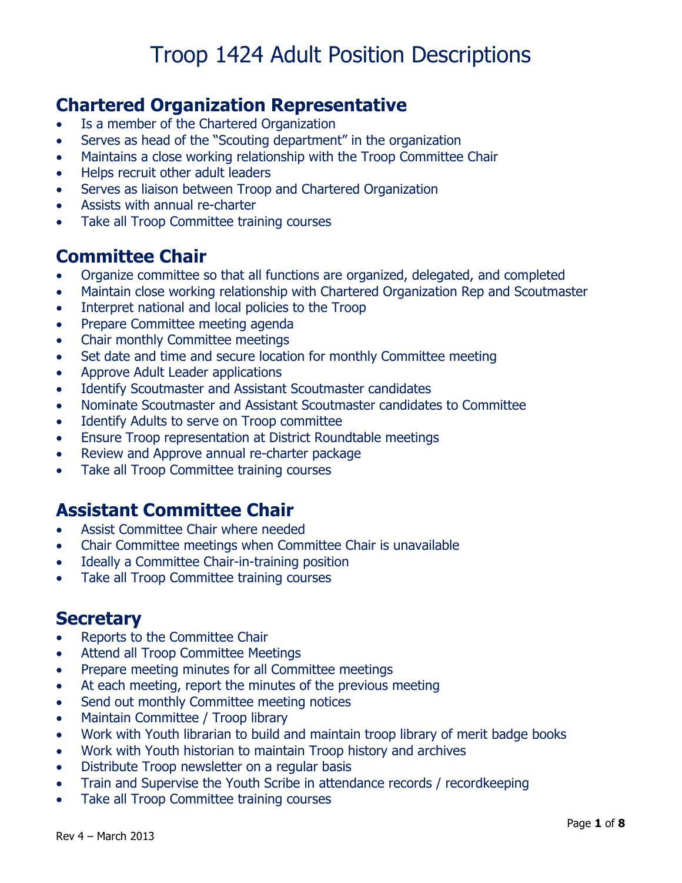# Troop 1424 Adult Position Descriptions

## Chartered Organization Representative

- Is a member of the Chartered Organization
- Serves as head of the "Scouting department" in the organization
- Maintains a close working relationship with the Troop Committee Chair
- Helps recruit other adult leaders
- Serves as liaison between Troop and Chartered Organization
- Assists with annual re-charter
- Take all Troop Committee training courses

## Committee Chair

- Organize committee so that all functions are organized, delegated, and completed
- Maintain close working relationship with Chartered Organization Rep and Scoutmaster
- Interpret national and local policies to the Troop
- Prepare Committee meeting agenda
- Chair monthly Committee meetings
- Set date and time and secure location for monthly Committee meeting
- Approve Adult Leader applications
- Identify Scoutmaster and Assistant Scoutmaster candidates
- Nominate Scoutmaster and Assistant Scoutmaster candidates to Committee
- Identify Adults to serve on Troop committee
- Ensure Troop representation at District Roundtable meetings
- Review and Approve annual re-charter package
- Take all Troop Committee training courses

## Assistant Committee Chair

- Assist Committee Chair where needed
- Chair Committee meetings when Committee Chair is unavailable
- Ideally a Committee Chair-in-training position
- Take all Troop Committee training courses

## Secretary

- Reports to the Committee Chair
- Attend all Troop Committee Meetings
- Prepare meeting minutes for all Committee meetings
- At each meeting, report the minutes of the previous meeting
- Send out monthly Committee meeting notices
- Maintain Committee / Troop library
- Work with Youth librarian to build and maintain troop library of merit badge books
- Work with Youth historian to maintain Troop history and archives
- Distribute Troop newsletter on a regular basis
- Train and Supervise the Youth Scribe in attendance records / recordkeeping
- Take all Troop Committee training courses

Rev 4 – March 2013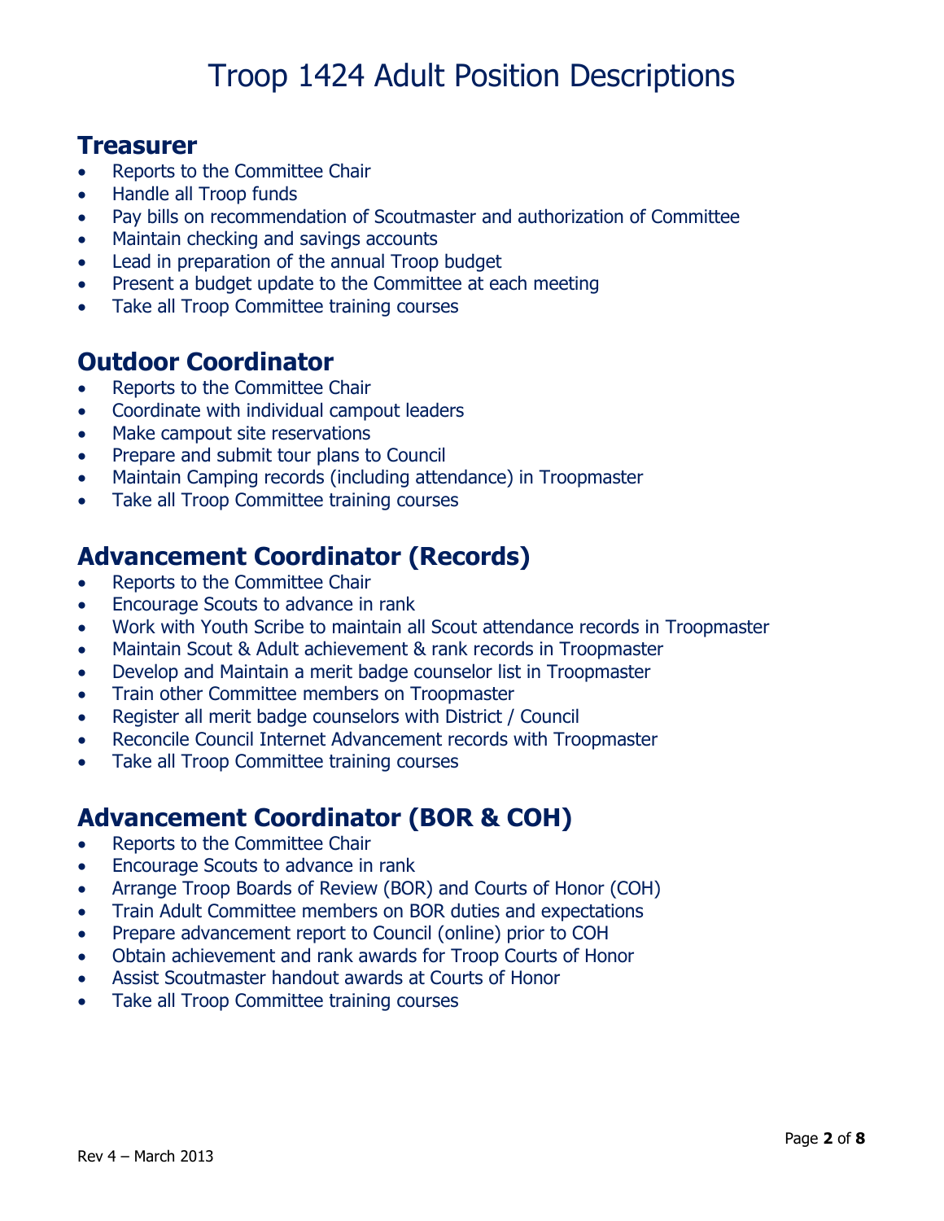# Troop 1424 Adult Position Descriptions

## Treasurer

- Reports to the Committee Chair
- Handle all Troop funds
- Pay bills on recommendation of Scoutmaster and authorization of Committee
- Maintain checking and savings accounts
- Lead in preparation of the annual Troop budget
- Present a budget update to the Committee at each meeting
- Take all Troop Committee training courses

## Outdoor Coordinator

- Reports to the Committee Chair
- Coordinate with individual campout leaders
- Make campout site reservations
- Prepare and submit tour plans to Council
- Maintain Camping records (including attendance) in Troopmaster
- Take all Troop Committee training courses

## Advancement Coordinator (Records)

- Reports to the Committee Chair
- Encourage Scouts to advance in rank
- Work with Youth Scribe to maintain all Scout attendance records in Troopmaster
- Maintain Scout & Adult achievement & rank records in Troopmaster
- Develop and Maintain a merit badge counselor list in Troopmaster
- Train other Committee members on Troopmaster
- Register all merit badge counselors with District / Council
- Reconcile Council Internet Advancement records with Troopmaster
- Take all Troop Committee training courses

## Advancement Coordinator (BOR & COH)

- Reports to the Committee Chair
- Encourage Scouts to advance in rank
- Arrange Troop Boards of Review (BOR) and Courts of Honor (COH)
- Train Adult Committee members on BOR duties and expectations
- Prepare advancement report to Council (online) prior to COH
- Obtain achievement and rank awards for Troop Courts of Honor
- Assist Scoutmaster handout awards at Courts of Honor
- Take all Troop Committee training courses

Rev 4 – March 2013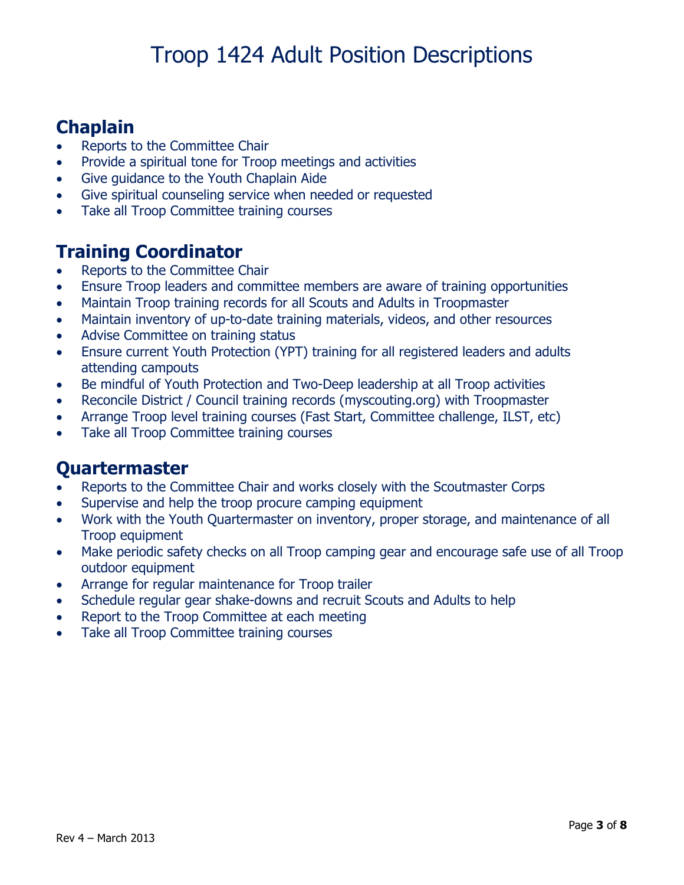# Troop 1424 Adult Position Descriptions

## Chaplain

- Reports to the Committee Chair
- Provide a spiritual tone for Troop meetings and activities
- Give guidance to the Youth Chaplain Aide
- Give spiritual counseling service when needed or requested
- Take all Troop Committee training courses

## Training Coordinator

- Reports to the Committee Chair
- Ensure Troop leaders and committee members are aware of training opportunities
- Maintain Troop training records for all Scouts and Adults in Troopmaster
- Maintain inventory of up-to-date training materials, videos, and other resources
- Advise Committee on training status
- Ensure current Youth Protection (YPT) training for all registered leaders and adults attending campouts
- Be mindful of Youth Protection and Two-Deep leadership at all Troop activities
- Reconcile District / Council training records (myscouting.org) with Troopmaster
- Arrange Troop level training courses (Fast Start, Committee challenge, ILST, etc)
- Take all Troop Committee training courses

## Quartermaster

- Reports to the Committee Chair and works closely with the Scoutmaster Corps
- Supervise and help the troop procure camping equipment
- Work with the Youth Quartermaster on inventory, proper storage, and maintenance of all Troop equipment
- Make periodic safety checks on all Troop camping gear and encourage safe use of all Troop outdoor equipment
- Arrange for regular maintenance for Troop trailer
- Schedule regular gear shake-downs and recruit Scouts and Adults to help
- Report to the Troop Committee at each meeting
- Take all Troop Committee training courses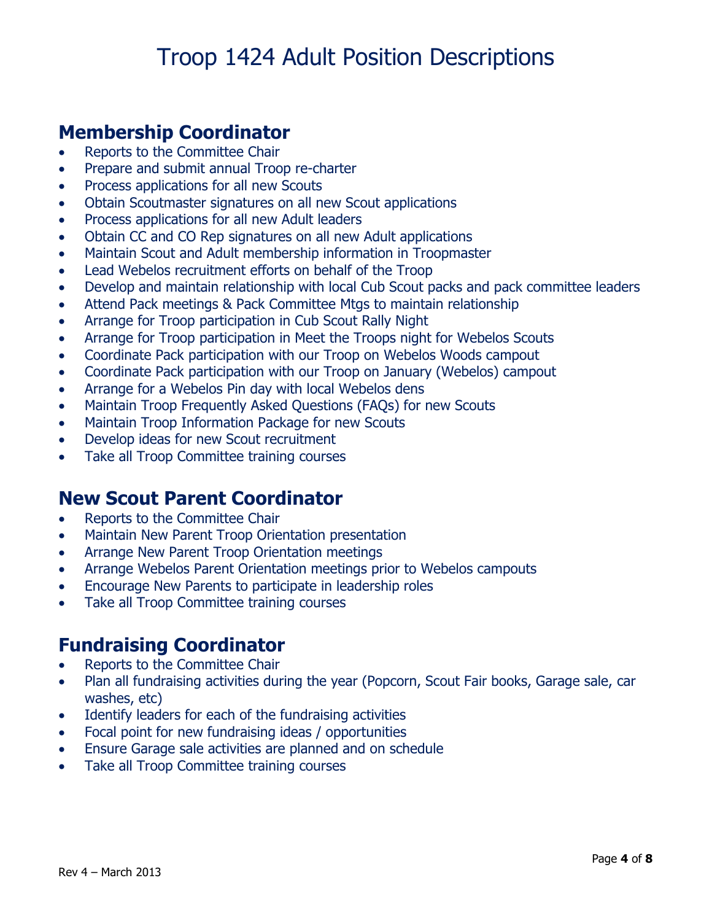# Troop 1424 Adult Position Descriptions

## Membership Coordinator

- Reports to the Committee Chair
- Prepare and submit annual Troop re-charter
- Process applications for all new Scouts
- Obtain Scoutmaster signatures on all new Scout applications
- Process applications for all new Adult leaders
- Obtain CC and CO Rep signatures on all new Adult applications
- Maintain Scout and Adult membership information in Troopmaster
- Lead Webelos recruitment efforts on behalf of the Troop
- Develop and maintain relationship with local Cub Scout packs and pack committee leaders
- Attend Pack meetings & Pack Committee Mtgs to maintain relationship
- Arrange for Troop participation in Cub Scout Rally Night
- Arrange for Troop participation in Meet the Troops night for Webelos Scouts
- Coordinate Pack participation with our Troop on Webelos Woods campout
- Coordinate Pack participation with our Troop on January (Webelos) campout
- Arrange for a Webelos Pin day with local Webelos dens
- Maintain Troop Frequently Asked Questions (FAQs) for new Scouts
- Maintain Troop Information Package for new Scouts
- Develop ideas for new Scout recruitment
- Take all Troop Committee training courses

## New Scout Parent Coordinator

- Reports to the Committee Chair
- Maintain New Parent Troop Orientation presentation
- Arrange New Parent Troop Orientation meetings
- Arrange Webelos Parent Orientation meetings prior to Webelos campouts
- Encourage New Parents to participate in leadership roles
- Take all Troop Committee training courses

## Fundraising Coordinator

- Reports to the Committee Chair
- Plan all fundraising activities during the year (Popcorn, Scout Fair books, Garage sale, car washes, etc)
- Identify leaders for each of the fundraising activities
- Focal point for new fundraising ideas / opportunities
- Ensure Garage sale activities are planned and on schedule
- Take all Troop Committee training courses

Rev 4 – March 2013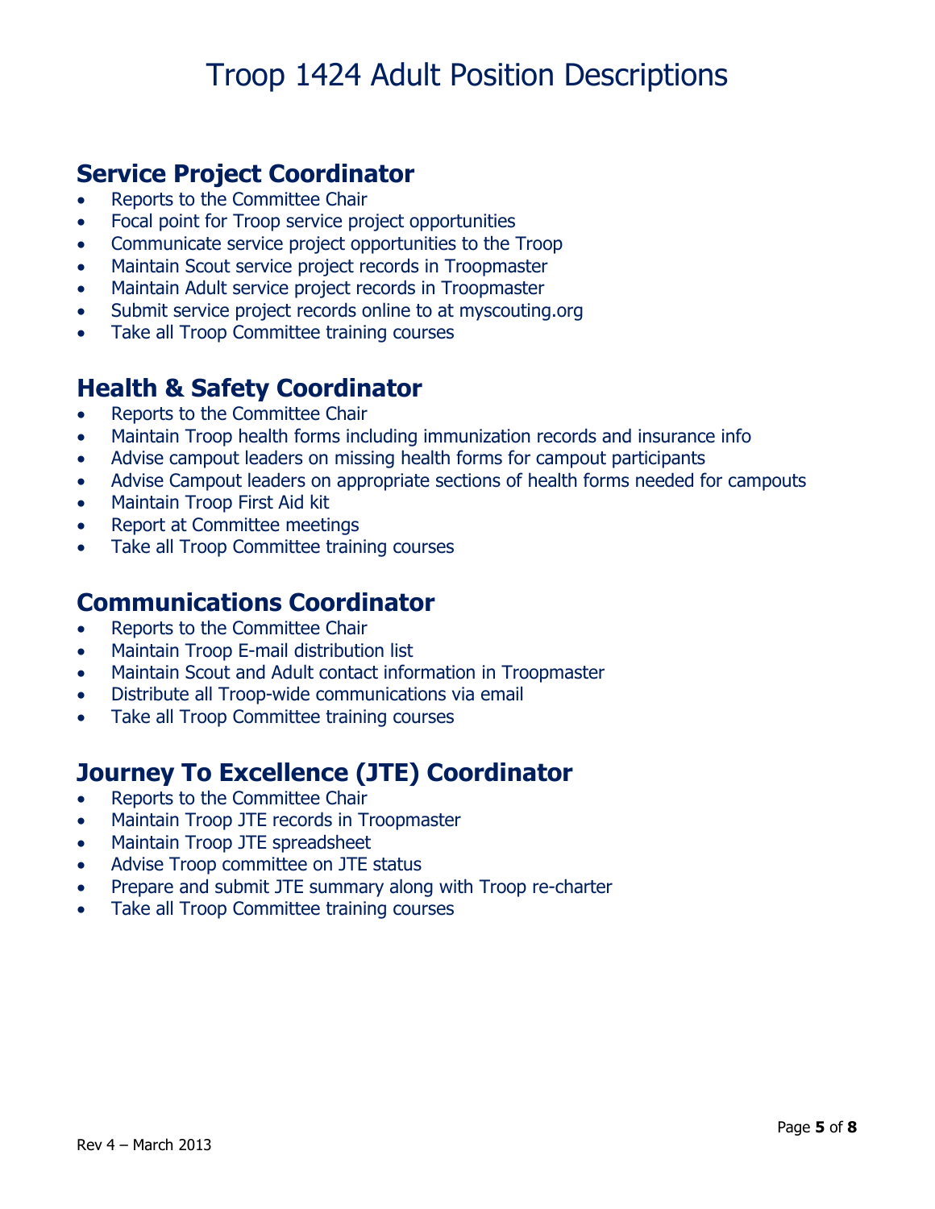# Troop 1424 Adult Position Descriptions

## Service Project Coordinator

- Reports to the Committee Chair
- Focal point for Troop service project opportunities
- Communicate service project opportunities to the Troop
- Maintain Scout service project records in Troopmaster
- Maintain Adult service project records in Troopmaster
- Submit service project records online to at myscouting.org
- Take all Troop Committee training courses

## Health & Safety Coordinator

- Reports to the Committee Chair
- Maintain Troop health forms including immunization records and insurance info
- Advise campout leaders on missing health forms for campout participants
- Advise Campout leaders on appropriate sections of health forms needed for campouts
- Maintain Troop First Aid kit
- Report at Committee meetings
- Take all Troop Committee training courses

## Communications Coordinator

- Reports to the Committee Chair
- Maintain Troop E-mail distribution list
- Maintain Scout and Adult contact information in Troopmaster
- Distribute all Troop-wide communications via email
- Take all Troop Committee training courses

## Journey To Excellence (JTE) Coordinator

- Reports to the Committee Chair
- Maintain Troop JTE records in Troopmaster
- Maintain Troop JTE spreadsheet
- Advise Troop committee on JTE status
- Prepare and submit JTE summary along with Troop re-charter
- Take all Troop Committee training courses

Rev 4 – March 2013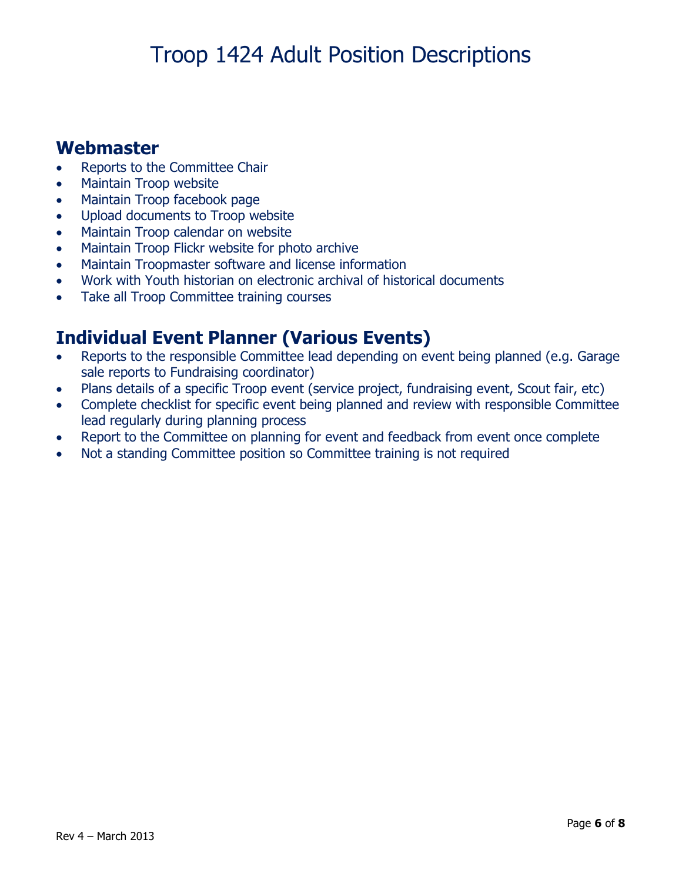# Troop 1424 Adult Position Descriptions

## Webmaster

- Reports to the Committee Chair
- Maintain Troop website
- Maintain Troop facebook page
- Upload documents to Troop website
- Maintain Troop calendar on website
- Maintain Troop Flickr website for photo archive
- Maintain Troopmaster software and license information
- Work with Youth historian on electronic archival of historical documents
- Take all Troop Committee training courses

## Individual Event Planner (Various Events)

- Reports to the responsible Committee lead depending on event being planned (e.g. Garage sale reports to Fundraising coordinator)
- Plans details of a specific Troop event (service project, fundraising event, Scout fair, etc)
- Complete checklist for specific event being planned and review with responsible Committee lead regularly during planning process
- Report to the Committee on planning for event and feedback from event once complete
- Not a standing Committee position so Committee training is not required

Rev 4 – March 2013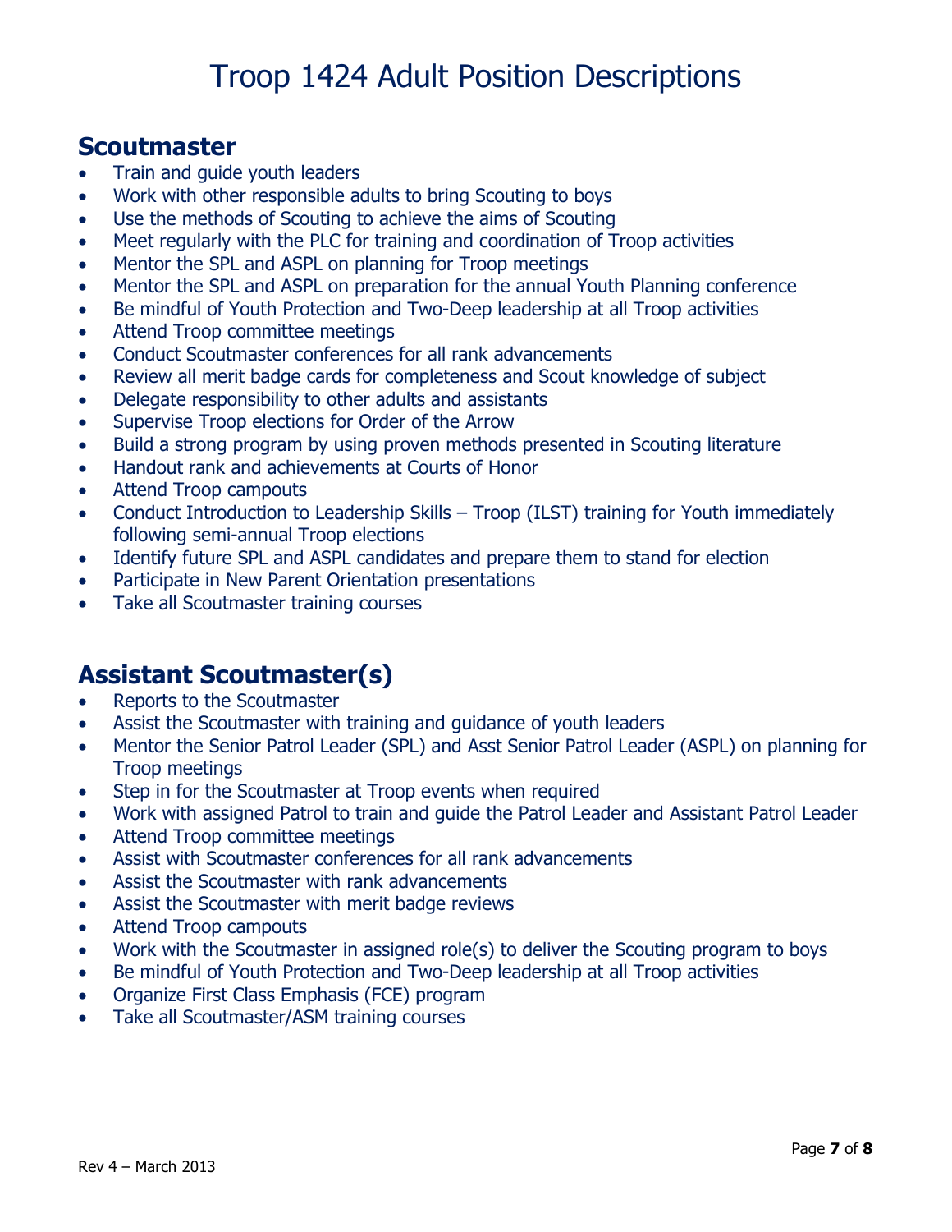# Troop 1424 Adult Position Descriptions

## Scoutmaster

- Train and guide youth leaders
- Work with other responsible adults to bring Scouting to boys
- Use the methods of Scouting to achieve the aims of Scouting
- Meet regularly with the PLC for training and coordination of Troop activities
- Mentor the SPL and ASPL on planning for Troop meetings
- Mentor the SPL and ASPL on preparation for the annual Youth Planning conference
- Be mindful of Youth Protection and Two-Deep leadership at all Troop activities
- Attend Troop committee meetings
- Conduct Scoutmaster conferences for all rank advancements
- Review all merit badge cards for completeness and Scout knowledge of subject
- Delegate responsibility to other adults and assistants
- Supervise Troop elections for Order of the Arrow
- Build a strong program by using proven methods presented in Scouting literature
- Handout rank and achievements at Courts of Honor
- Attend Troop campouts
- Conduct Introduction to Leadership Skills – Troop (ILST) training for Youth immediately following semi-annual Troop elections
- Identify future SPL and ASPL candidates and prepare them to stand for election
- Participate in New Parent Orientation presentations
- Take all Scoutmaster training courses

## Assistant Scoutmaster(s)

- Reports to the Scoutmaster
- Assist the Scoutmaster with training and guidance of youth leaders
- Mentor the Senior Patrol Leader (SPL) and Asst Senior Patrol Leader (ASPL) on planning for Troop meetings
- Step in for the Scoutmaster at Troop events when required
- Work with assigned Patrol to train and guide the Patrol Leader and Assistant Patrol Leader
- Attend Troop committee meetings
- Assist with Scoutmaster conferences for all rank advancements
- Assist the Scoutmaster with rank advancements
- Assist the Scoutmaster with merit badge reviews
- Attend Troop campouts
- Work with the Scoutmaster in assigned role(s) to deliver the Scouting program to boys
- Be mindful of Youth Protection and Two-Deep leadership at all Troop activities
- Organize First Class Emphasis (FCE) program
- Take all Scoutmaster/ASM training courses

Rev 4 – March 2013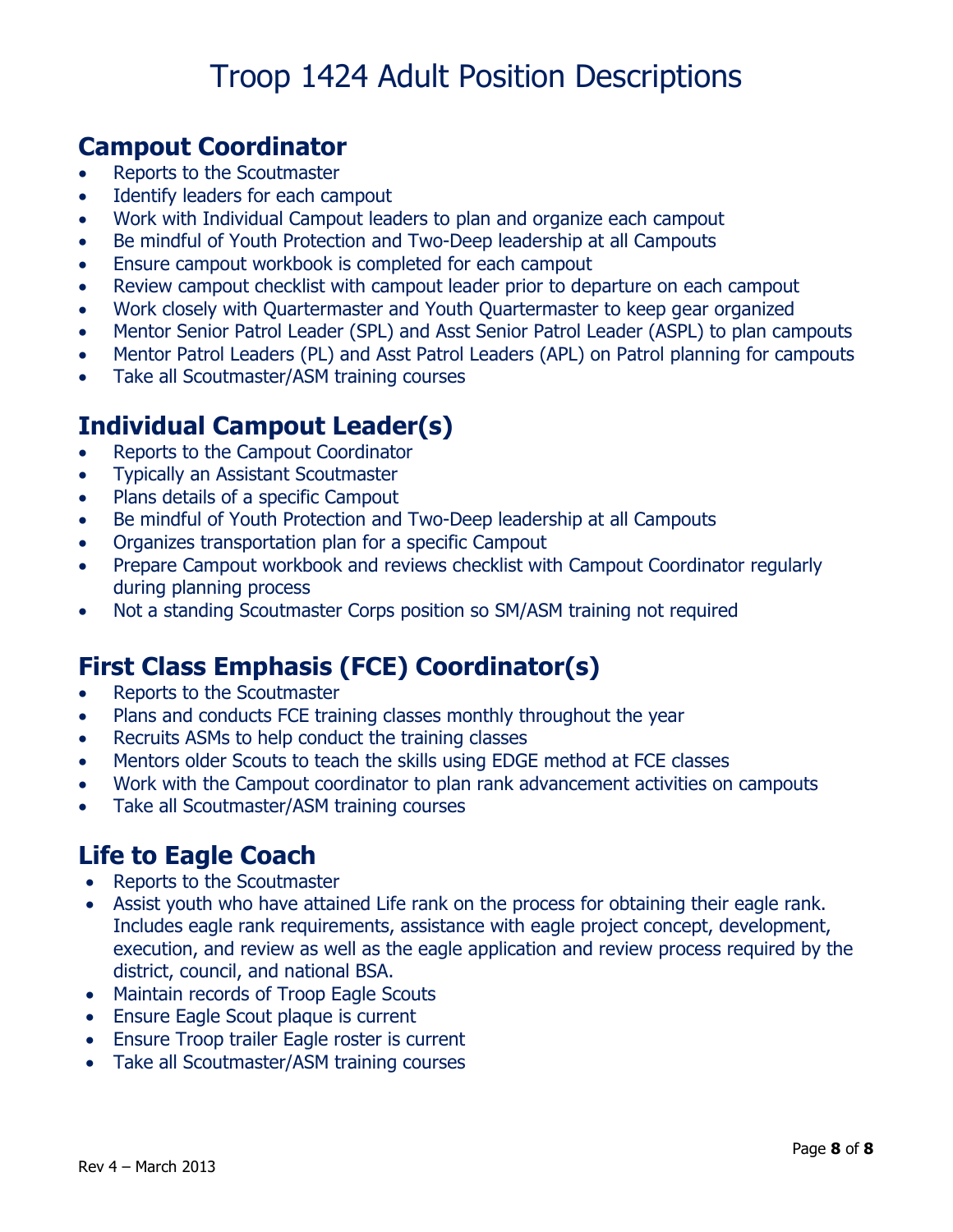# Troop 1424 Adult Position Descriptions

## Campout Coordinator

- Reports to the Scoutmaster
- Identify leaders for each campout
- Work with Individual Campout leaders to plan and organize each campout
- Be mindful of Youth Protection and Two-Deep leadership at all Campouts
- Ensure campout workbook is completed for each campout
- Review campout checklist with campout leader prior to departure on each campout
- Work closely with Quartermaster and Youth Quartermaster to keep gear organized
- Mentor Senior Patrol Leader (SPL) and Asst Senior Patrol Leader (ASPL) to plan campouts
- Mentor Patrol Leaders (PL) and Asst Patrol Leaders (APL) on Patrol planning for campouts
- Take all Scoutmaster/ASM training courses

## Individual Campout Leader(s)

- Reports to the Campout Coordinator
- Typically an Assistant Scoutmaster
- Plans details of a specific Campout
- Be mindful of Youth Protection and Two-Deep leadership at all Campouts
- Organizes transportation plan for a specific Campout
- Prepare Campout workbook and reviews checklist with Campout Coordinator regularly during planning process
- Not a standing Scoutmaster Corps position so SM/ASM training not required

## First Class Emphasis (FCE) Coordinator(s)

- Reports to the Scoutmaster
- Plans and conducts FCE training classes monthly throughout the year
- Recruits ASMs to help conduct the training classes
- Mentors older Scouts to teach the skills using EDGE method at FCE classes
- Work with the Campout coordinator to plan rank advancement activities on campouts
- Take all Scoutmaster/ASM training courses

## Life to Eagle Coach

- Reports to the Scoutmaster
- Assist youth who have attained Life rank on the process for obtaining their eagle rank. Includes eagle rank requirements, assistance with eagle project concept, development, execution, and review as well as the eagle application and review process required by the district, council, and national BSA.
- Maintain records of Troop Eagle Scouts
- Ensure Eagle Scout plaque is current
- Ensure Troop trailer Eagle roster is current
- Take all Scoutmaster/ASM training courses

Rev 4 – March 2013